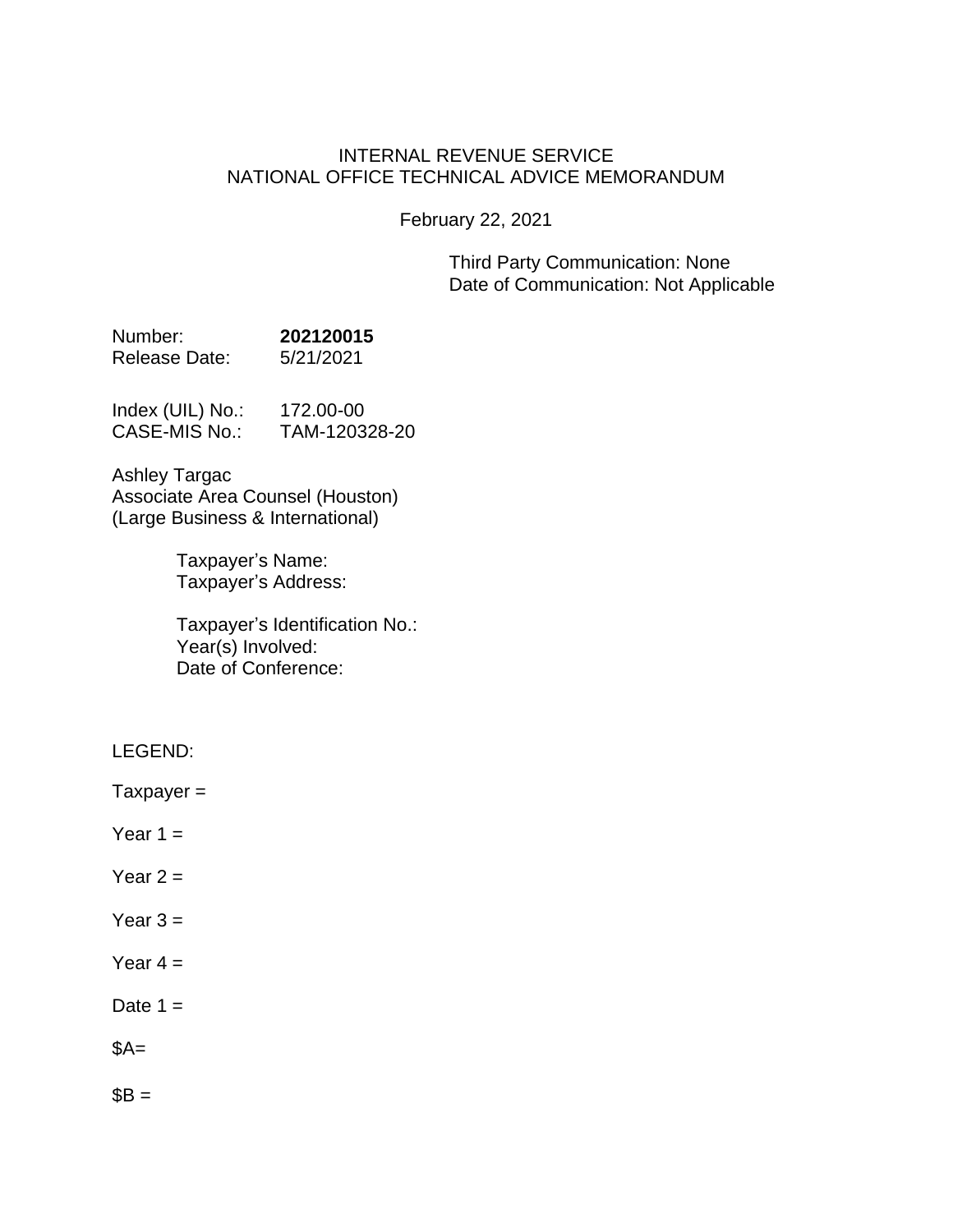INTERNAL REVENUE SERVICE
NATIONAL OFFICE TECHNICAL ADVICE MEMORANDUM

February 22, 2021

Third Party Communication: None
Date of Communication: Not Applicable

Number: **202120015**
Release Date: 5/21/2021

Index (UIL) No.: 172.00-00
CASE-MIS No.: TAM-120328-20

Ashley Targac
Associate Area Counsel (Houston)
(Large Business & International)

Taxpayer's Name:
Taxpayer's Address:

Taxpayer's Identification No.:
Year(s) Involved:
Date of Conference:

LEGEND:

Taxpayer =

Year 1 =

Year 2 =

Year 3 =

Year 4 =

Date 1 =

$A=

$B =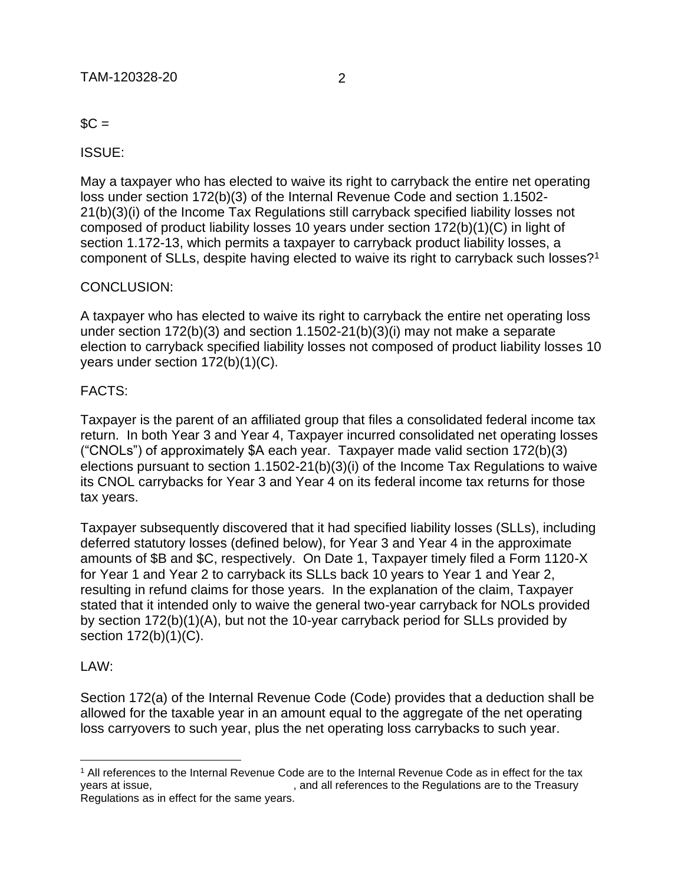$C =

ISSUE:

May a taxpayer who has elected to waive its right to carryback the entire net operating loss under section 172(b)(3) of the Internal Revenue Code and section 1.1502-21(b)(3)(i) of the Income Tax Regulations still carryback specified liability losses not composed of product liability losses 10 years under section 172(b)(1)(C) in light of section 1.172-13, which permits a taxpayer to carryback product liability losses, a component of SLLs, despite having elected to waive its right to carryback such losses?[1]

CONCLUSION:

A taxpayer who has elected to waive its right to carryback the entire net operating loss under section 172(b)(3) and section 1.1502-21(b)(3)(i) may not make a separate election to carryback specified liability losses not composed of product liability losses 10 years under section 172(b)(1)(C).

FACTS:

Taxpayer is the parent of an affiliated group that files a consolidated federal income tax return. In both Year 3 and Year 4, Taxpayer incurred consolidated net operating losses ("CNOLs") of approximately $A each year. Taxpayer made valid section 172(b)(3) elections pursuant to section 1.1502-21(b)(3)(i) of the Income Tax Regulations to waive its CNOL carrybacks for Year 3 and Year 4 on its federal income tax returns for those tax years.

Taxpayer subsequently discovered that it had specified liability losses (SLLs), including deferred statutory losses (defined below), for Year 3 and Year 4 in the approximate amounts of $B and $C, respectively. On Date 1, Taxpayer timely filed a Form 1120-X for Year 1 and Year 2 to carryback its SLLs back 10 years to Year 1 and Year 2, resulting in refund claims for those years. In the explanation of the claim, Taxpayer stated that it intended only to waive the general two-year carryback for NOLs provided by section 172(b)(1)(A), but not the 10-year carryback period for SLLs provided by section 172(b)(1)(C).

LAW:

Section 172(a) of the Internal Revenue Code (Code) provides that a deduction shall be allowed for the taxable year in an amount equal to the aggregate of the net operating loss carryovers to such year, plus the net operating loss carrybacks to such year.

---

[1] All references to the Internal Revenue Code are to the Internal Revenue Code as in effect for the tax years at issue, , and all references to the Regulations are to the Treasury Regulations as in effect for the same years.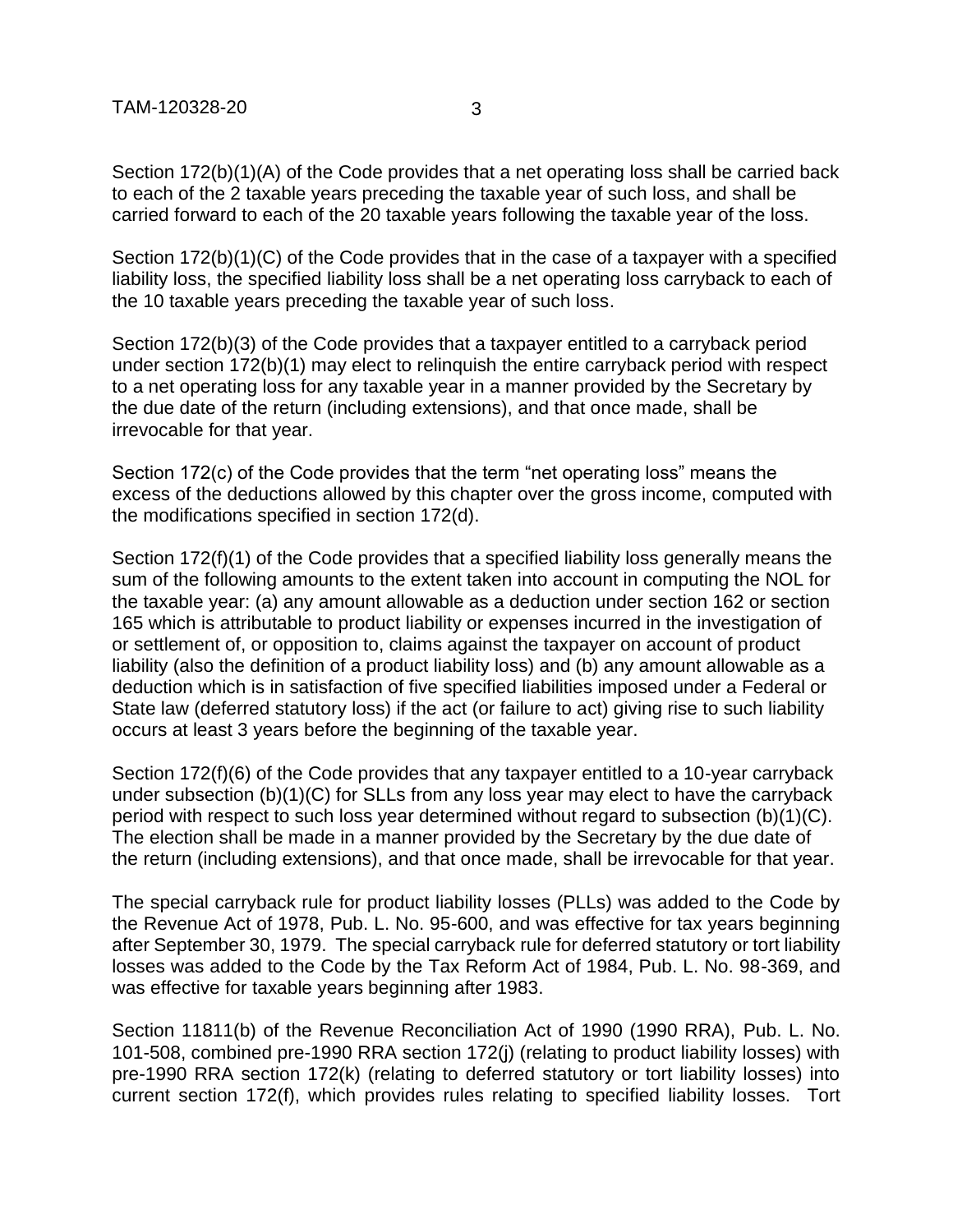Section 172(b)(1)(A) of the Code provides that a net operating loss shall be carried back to each of the 2 taxable years preceding the taxable year of such loss, and shall be carried forward to each of the 20 taxable years following the taxable year of the loss.

Section 172(b)(1)(C) of the Code provides that in the case of a taxpayer with a specified liability loss, the specified liability loss shall be a net operating loss carryback to each of the 10 taxable years preceding the taxable year of such loss.

Section 172(b)(3) of the Code provides that a taxpayer entitled to a carryback period under section 172(b)(1) may elect to relinquish the entire carryback period with respect to a net operating loss for any taxable year in a manner provided by the Secretary by the due date of the return (including extensions), and that once made, shall be irrevocable for that year.

Section 172(c) of the Code provides that the term "net operating loss" means the excess of the deductions allowed by this chapter over the gross income, computed with the modifications specified in section 172(d).

Section 172(f)(1) of the Code provides that a specified liability loss generally means the sum of the following amounts to the extent taken into account in computing the NOL for the taxable year: (a) any amount allowable as a deduction under section 162 or section 165 which is attributable to product liability or expenses incurred in the investigation of or settlement of, or opposition to, claims against the taxpayer on account of product liability (also the definition of a product liability loss) and (b) any amount allowable as a deduction which is in satisfaction of five specified liabilities imposed under a Federal or State law (deferred statutory loss) if the act (or failure to act) giving rise to such liability occurs at least 3 years before the beginning of the taxable year.

Section 172(f)(6) of the Code provides that any taxpayer entitled to a 10-year carryback under subsection (b)(1)(C) for SLLs from any loss year may elect to have the carryback period with respect to such loss year determined without regard to subsection (b)(1)(C). The election shall be made in a manner provided by the Secretary by the due date of the return (including extensions), and that once made, shall be irrevocable for that year.

The special carryback rule for product liability losses (PLLs) was added to the Code by the Revenue Act of 1978, Pub. L. No. 95-600, and was effective for tax years beginning after September 30, 1979. The special carryback rule for deferred statutory or tort liability losses was added to the Code by the Tax Reform Act of 1984, Pub. L. No. 98-369, and was effective for taxable years beginning after 1983.

Section 11811(b) of the Revenue Reconciliation Act of 1990 (1990 RRA), Pub. L. No. 101-508, combined pre-1990 RRA section 172(j) (relating to product liability losses) with pre-1990 RRA section 172(k) (relating to deferred statutory or tort liability losses) into current section 172(f), which provides rules relating to specified liability losses. Tort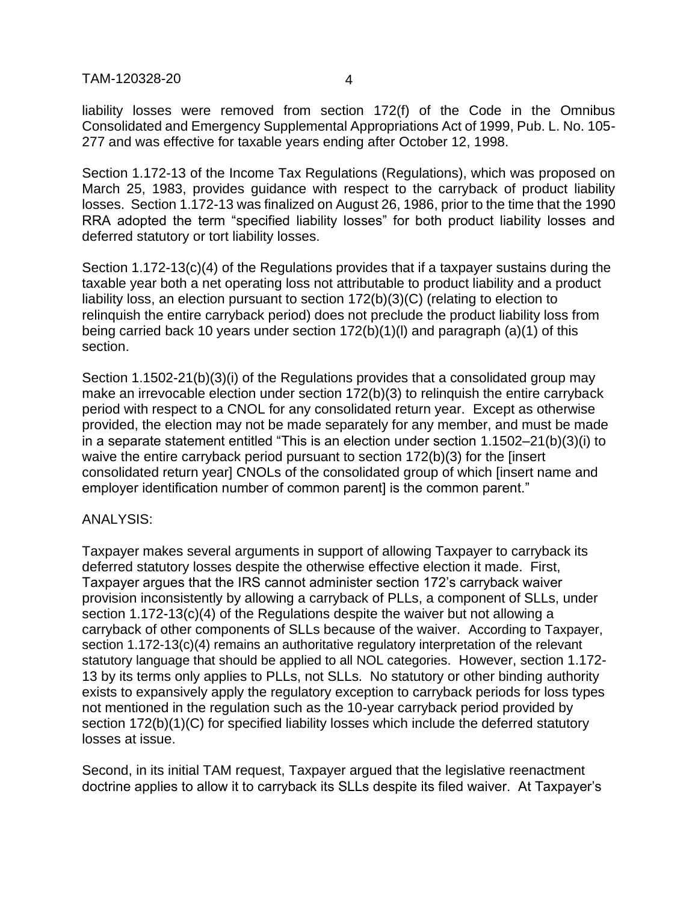liability losses were removed from section 172(f) of the Code in the Omnibus Consolidated and Emergency Supplemental Appropriations Act of 1999, Pub. L. No. 105-277 and was effective for taxable years ending after October 12, 1998.

Section 1.172-13 of the Income Tax Regulations (Regulations), which was proposed on March 25, 1983, provides guidance with respect to the carryback of product liability losses. Section 1.172-13 was finalized on August 26, 1986, prior to the time that the 1990 RRA adopted the term "specified liability losses" for both product liability losses and deferred statutory or tort liability losses.

Section 1.172-13(c)(4) of the Regulations provides that if a taxpayer sustains during the taxable year both a net operating loss not attributable to product liability and a product liability loss, an election pursuant to section 172(b)(3)(C) (relating to election to relinquish the entire carryback period) does not preclude the product liability loss from being carried back 10 years under section 172(b)(1)(l) and paragraph (a)(1) of this section.

Section 1.1502-21(b)(3)(i) of the Regulations provides that a consolidated group may make an irrevocable election under section 172(b)(3) to relinquish the entire carryback period with respect to a CNOL for any consolidated return year. Except as otherwise provided, the election may not be made separately for any member, and must be made in a separate statement entitled "This is an election under section 1.1502–21(b)(3)(i) to waive the entire carryback period pursuant to section 172(b)(3) for the [insert consolidated return year] CNOLs of the consolidated group of which [insert name and employer identification number of common parent] is the common parent."

ANALYSIS:

Taxpayer makes several arguments in support of allowing Taxpayer to carryback its deferred statutory losses despite the otherwise effective election it made. First, Taxpayer argues that the IRS cannot administer section 172's carryback waiver provision inconsistently by allowing a carryback of PLLs, a component of SLLs, under section 1.172-13(c)(4) of the Regulations despite the waiver but not allowing a carryback of other components of SLLs because of the waiver. According to Taxpayer, section 1.172-13(c)(4) remains an authoritative regulatory interpretation of the relevant statutory language that should be applied to all NOL categories. However, section 1.172-13 by its terms only applies to PLLs, not SLLs. No statutory or other binding authority exists to expansively apply the regulatory exception to carryback periods for loss types not mentioned in the regulation such as the 10-year carryback period provided by section 172(b)(1)(C) for specified liability losses which include the deferred statutory losses at issue.

Second, in its initial TAM request, Taxpayer argued that the legislative reenactment doctrine applies to allow it to carryback its SLLs despite its filed waiver. At Taxpayer's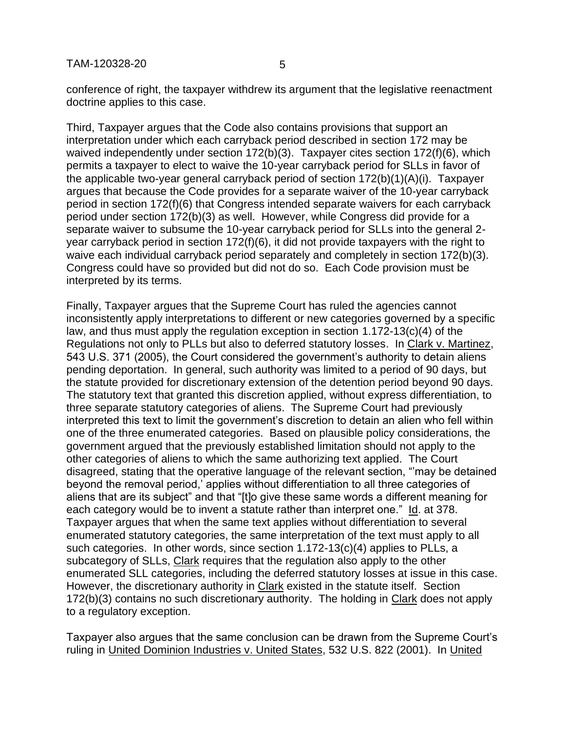conference of right, the taxpayer withdrew its argument that the legislative reenactment doctrine applies to this case.

Third, Taxpayer argues that the Code also contains provisions that support an interpretation under which each carryback period described in section 172 may be waived independently under section 172(b)(3). Taxpayer cites section 172(f)(6), which permits a taxpayer to elect to waive the 10-year carryback period for SLLs in favor of the applicable two-year general carryback period of section 172(b)(1)(A)(i). Taxpayer argues that because the Code provides for a separate waiver of the 10-year carryback period in section 172(f)(6) that Congress intended separate waivers for each carryback period under section 172(b)(3) as well. However, while Congress did provide for a separate waiver to subsume the 10-year carryback period for SLLs into the general 2-year carryback period in section 172(f)(6), it did not provide taxpayers with the right to waive each individual carryback period separately and completely in section 172(b)(3). Congress could have so provided but did not do so. Each Code provision must be interpreted by its terms.

Finally, Taxpayer argues that the Supreme Court has ruled the agencies cannot inconsistently apply interpretations to different or new categories governed by a specific law, and thus must apply the regulation exception in section 1.172-13(c)(4) of the Regulations not only to PLLs but also to deferred statutory losses. In Clark v. Martinez, 543 U.S. 371 (2005), the Court considered the government's authority to detain aliens pending deportation. In general, such authority was limited to a period of 90 days, but the statute provided for discretionary extension of the detention period beyond 90 days. The statutory text that granted this discretion applied, without express differentiation, to three separate statutory categories of aliens. The Supreme Court had previously interpreted this text to limit the government's discretion to detain an alien who fell within one of the three enumerated categories. Based on plausible policy considerations, the government argued that the previously established limitation should not apply to the other categories of aliens to which the same authorizing text applied. The Court disagreed, stating that the operative language of the relevant section, "'may be detained beyond the removal period,' applies without differentiation to all three categories of aliens that are its subject" and that "[t]o give these same words a different meaning for each category would be to invent a statute rather than interpret one." Id. at 378. Taxpayer argues that when the same text applies without differentiation to several enumerated statutory categories, the same interpretation of the text must apply to all such categories. In other words, since section 1.172-13(c)(4) applies to PLLs, a subcategory of SLLs, Clark requires that the regulation also apply to the other enumerated SLL categories, including the deferred statutory losses at issue in this case. However, the discretionary authority in Clark existed in the statute itself. Section 172(b)(3) contains no such discretionary authority. The holding in Clark does not apply to a regulatory exception.

Taxpayer also argues that the same conclusion can be drawn from the Supreme Court's ruling in United Dominion Industries v. United States, 532 U.S. 822 (2001). In United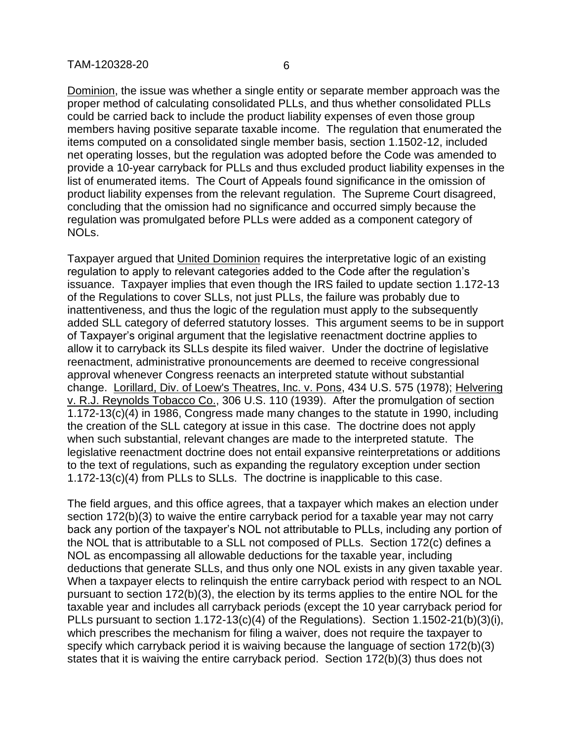Dominion, the issue was whether a single entity or separate member approach was the proper method of calculating consolidated PLLs, and thus whether consolidated PLLs could be carried back to include the product liability expenses of even those group members having positive separate taxable income. The regulation that enumerated the items computed on a consolidated single member basis, section 1.1502-12, included net operating losses, but the regulation was adopted before the Code was amended to provide a 10-year carryback for PLLs and thus excluded product liability expenses in the list of enumerated items. The Court of Appeals found significance in the omission of product liability expenses from the relevant regulation. The Supreme Court disagreed, concluding that the omission had no significance and occurred simply because the regulation was promulgated before PLLs were added as a component category of NOLs.

Taxpayer argued that United Dominion requires the interpretative logic of an existing regulation to apply to relevant categories added to the Code after the regulation's issuance. Taxpayer implies that even though the IRS failed to update section 1.172-13 of the Regulations to cover SLLs, not just PLLs, the failure was probably due to inattentiveness, and thus the logic of the regulation must apply to the subsequently added SLL category of deferred statutory losses. This argument seems to be in support of Taxpayer's original argument that the legislative reenactment doctrine applies to allow it to carryback its SLLs despite its filed waiver. Under the doctrine of legislative reenactment, administrative pronouncements are deemed to receive congressional approval whenever Congress reenacts an interpreted statute without substantial change. Lorillard, Div. of Loew's Theatres, Inc. v. Pons, 434 U.S. 575 (1978); Helvering v. R.J. Reynolds Tobacco Co., 306 U.S. 110 (1939). After the promulgation of section 1.172-13(c)(4) in 1986, Congress made many changes to the statute in 1990, including the creation of the SLL category at issue in this case. The doctrine does not apply when such substantial, relevant changes are made to the interpreted statute. The legislative reenactment doctrine does not entail expansive reinterpretations or additions to the text of regulations, such as expanding the regulatory exception under section 1.172-13(c)(4) from PLLs to SLLs. The doctrine is inapplicable to this case.

The field argues, and this office agrees, that a taxpayer which makes an election under section 172(b)(3) to waive the entire carryback period for a taxable year may not carry back any portion of the taxpayer's NOL not attributable to PLLs, including any portion of the NOL that is attributable to a SLL not composed of PLLs. Section 172(c) defines a NOL as encompassing all allowable deductions for the taxable year, including deductions that generate SLLs, and thus only one NOL exists in any given taxable year. When a taxpayer elects to relinquish the entire carryback period with respect to an NOL pursuant to section 172(b)(3), the election by its terms applies to the entire NOL for the taxable year and includes all carryback periods (except the 10 year carryback period for PLLs pursuant to section 1.172-13(c)(4) of the Regulations). Section 1.1502-21(b)(3)(i), which prescribes the mechanism for filing a waiver, does not require the taxpayer to specify which carryback period it is waiving because the language of section 172(b)(3) states that it is waiving the entire carryback period. Section 172(b)(3) thus does not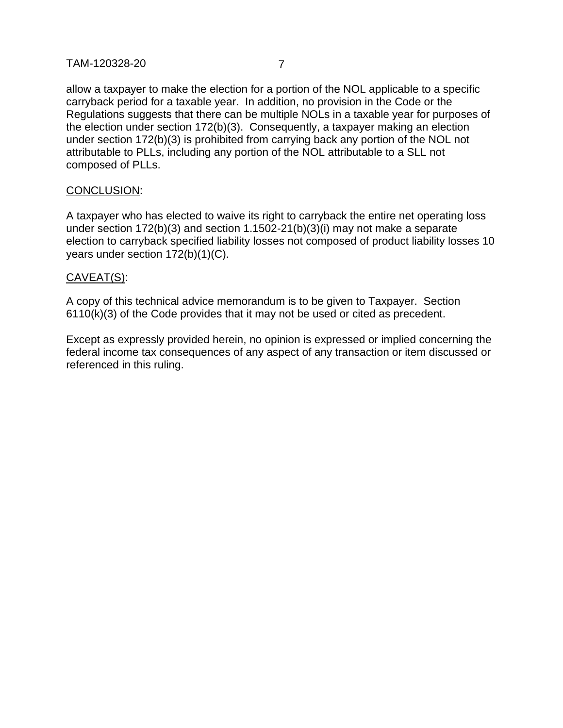allow a taxpayer to make the election for a portion of the NOL applicable to a specific carryback period for a taxable year. In addition, no provision in the Code or the Regulations suggests that there can be multiple NOLs in a taxable year for purposes of the election under section 172(b)(3). Consequently, a taxpayer making an election under section 172(b)(3) is prohibited from carrying back any portion of the NOL not attributable to PLLs, including any portion of the NOL attributable to a SLL not composed of PLLs.

CONCLUSION:

A taxpayer who has elected to waive its right to carryback the entire net operating loss under section 172(b)(3) and section 1.1502-21(b)(3)(i) may not make a separate election to carryback specified liability losses not composed of product liability losses 10 years under section 172(b)(1)(C).

CAVEAT(S):

A copy of this technical advice memorandum is to be given to Taxpayer. Section 6110(k)(3) of the Code provides that it may not be used or cited as precedent.

Except as expressly provided herein, no opinion is expressed or implied concerning the federal income tax consequences of any aspect of any transaction or item discussed or referenced in this ruling.